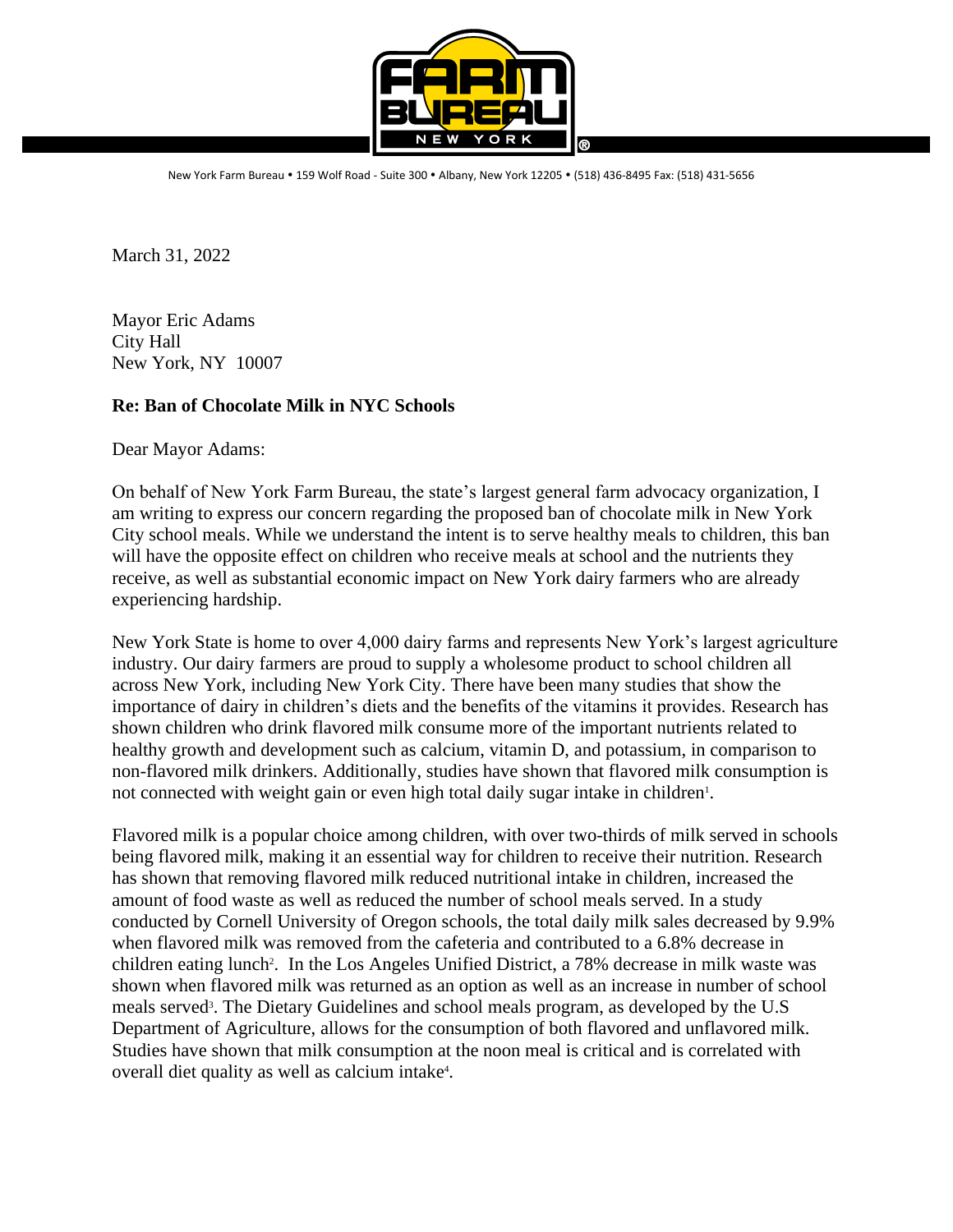New York Farm Bureau • 159 Wolf Road - Suite 300 • Albany, New York 12205 • (518) 436-8495 Fax: (518) 431-5656

March 31, 2022

Mayor Eric Adams
City Hall
New York, NY 10007

**Re: Ban of Chocolate Milk in NYC Schools**

Dear Mayor Adams:

On behalf of New York Farm Bureau, the state's largest general farm advocacy organization, I am writing to express our concern regarding the proposed ban of chocolate milk in New York City school meals. While we understand the intent is to serve healthy meals to children, this ban will have the opposite effect on children who receive meals at school and the nutrients they receive, as well as substantial economic impact on New York dairy farmers who are already experiencing hardship.

New York State is home to over 4,000 dairy farms and represents New York's largest agriculture industry. Our dairy farmers are proud to supply a wholesome product to school children all across New York, including New York City. There have been many studies that show the importance of dairy in children's diets and the benefits of the vitamins it provides. Research has shown children who drink flavored milk consume more of the important nutrients related to healthy growth and development such as calcium, vitamin D, and potassium, in comparison to non-flavored milk drinkers. Additionally, studies have shown that flavored milk consumption is not connected with weight gain or even high total daily sugar intake in children[1].

Flavored milk is a popular choice among children, with over two-thirds of milk served in schools being flavored milk, making it an essential way for children to receive their nutrition. Research has shown that removing flavored milk reduced nutritional intake in children, increased the amount of food waste as well as reduced the number of school meals served. In a study conducted by Cornell University of Oregon schools, the total daily milk sales decreased by 9.9% when flavored milk was removed from the cafeteria and contributed to a 6.8% decrease in children eating lunch[2]. In the Los Angeles Unified District, a 78% decrease in milk waste was shown when flavored milk was returned as an option as well as an increase in number of school meals served[3]. The Dietary Guidelines and school meals program, as developed by the U.S Department of Agriculture, allows for the consumption of both flavored and unflavored milk. Studies have shown that milk consumption at the noon meal is critical and is correlated with overall diet quality as well as calcium intake[4].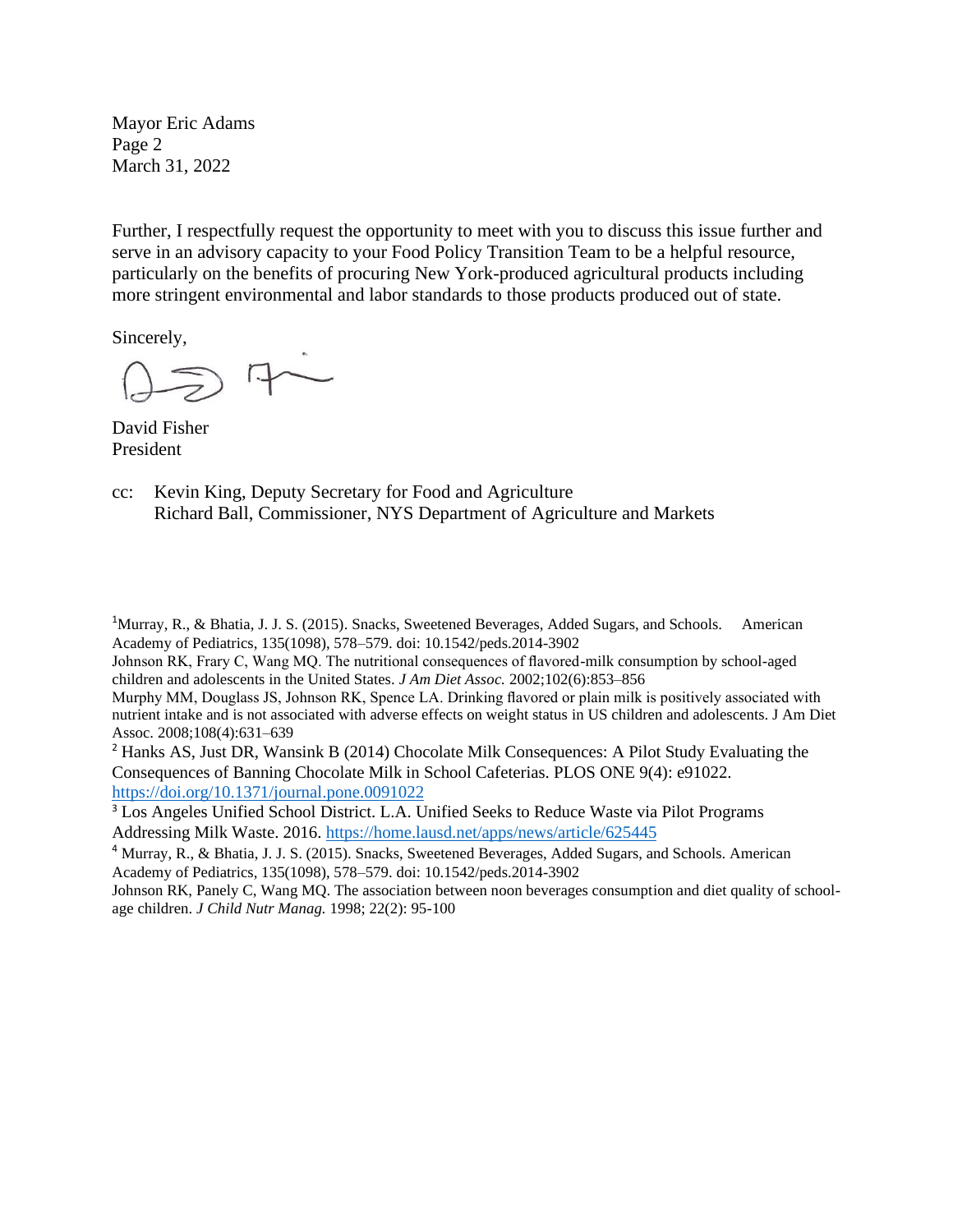Mayor Eric Adams
Page 2
March 31, 2022

Further, I respectfully request the opportunity to meet with you to discuss this issue further and serve in an advisory capacity to your Food Policy Transition Team to be a helpful resource, particularly on the benefits of procuring New York-produced agricultural products including more stringent environmental and labor standards to those products produced out of state.

Sincerely,

David Fisher
President

cc: Kevin King, Deputy Secretary for Food and Agriculture
Richard Ball, Commissioner, NYS Department of Agriculture and Markets

---

[1] Murray, R., & Bhatia, J. J. S. (2015). Snacks, Sweetened Beverages, Added Sugars, and Schools. American Academy of Pediatrics, 135(1098), 578–579. doi: 10.1542/peds.2014-3902
Johnson RK, Frary C, Wang MQ. The nutritional consequences of flavored-milk consumption by school-aged children and adolescents in the United States. *J Am Diet Assoc.* 2002;102(6):853–856
Murphy MM, Douglass JS, Johnson RK, Spence LA. Drinking flavored or plain milk is positively associated with nutrient intake and is not associated with adverse effects on weight status in US children and adolescents. J Am Diet Assoc. 2008;108(4):631–639

[2] Hanks AS, Just DR, Wansink B (2014) Chocolate Milk Consequences: A Pilot Study Evaluating the Consequences of Banning Chocolate Milk in School Cafeterias. PLOS ONE 9(4): e91022. https://doi.org/10.1371/journal.pone.0091022

[3] Los Angeles Unified School District. L.A. Unified Seeks to Reduce Waste via Pilot Programs Addressing Milk Waste. 2016. https://home.lausd.net/apps/news/article/625445

[4] Murray, R., & Bhatia, J. J. S. (2015). Snacks, Sweetened Beverages, Added Sugars, and Schools. American Academy of Pediatrics, 135(1098), 578–579. doi: 10.1542/peds.2014-3902
Johnson RK, Panely C, Wang MQ. The association between noon beverages consumption and diet quality of school-age children. *J Child Nutr Manag.* 1998; 22(2): 95-100